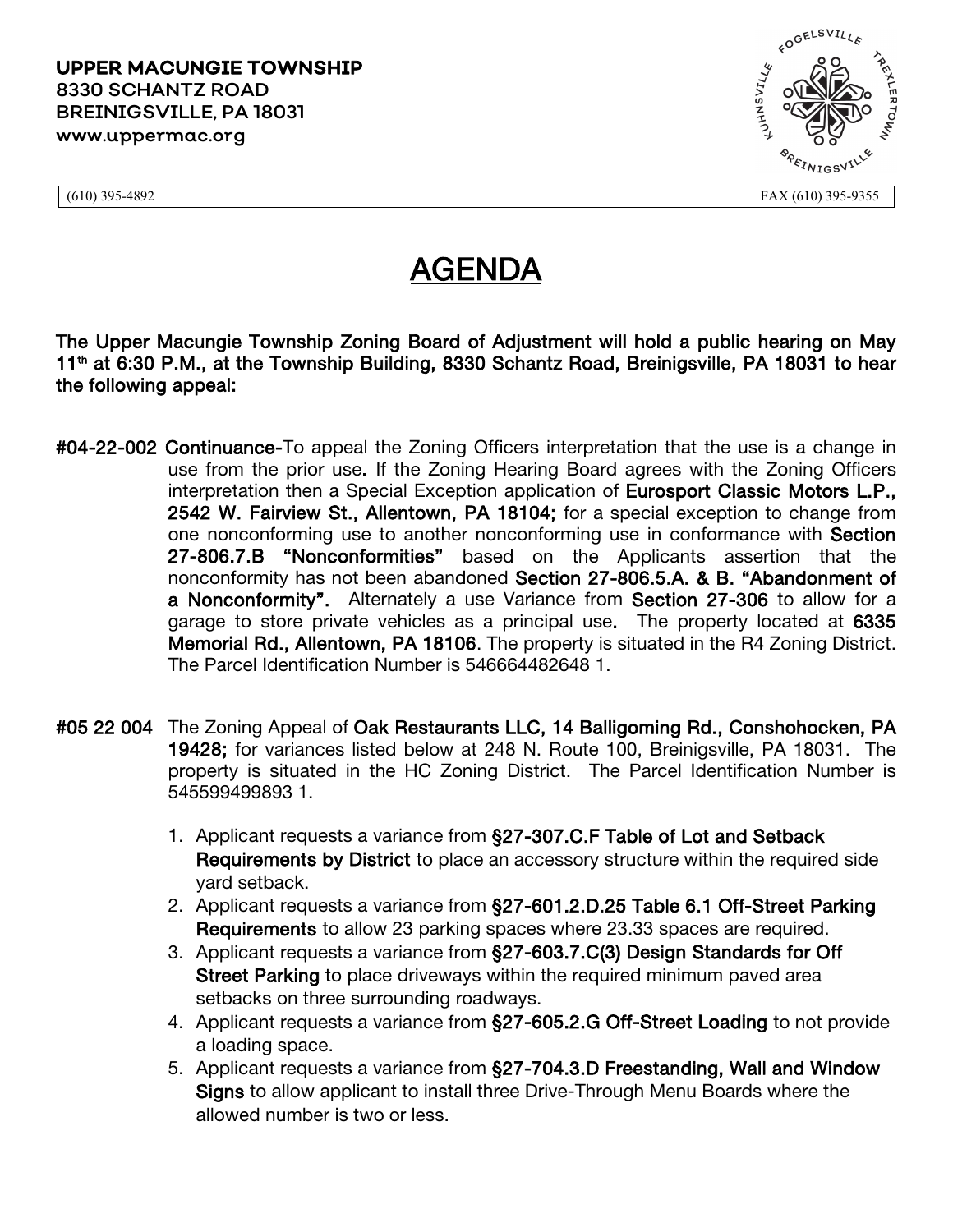**UPPER MACUNGIE TOWNSHIP**
**8330 SCHANTZ ROAD**
**BREINIGSVILLE, PA 18031**
**www.uppermac.org**

(610) 395-4892 FAX (610) 395-9355

# AGENDA

**The Upper Macungie Township Zoning Board of Adjustment will hold a public hearing on May 11th at 6:30 P.M., at the Township Building, 8330 Schantz Road, Breinigsville, PA 18031 to hear the following appeal:**

**#04-22-002 Continuance**-To appeal the Zoning Officers interpretation that the use is a change in use from the prior use**.** If the Zoning Hearing Board agrees with the Zoning Officers interpretation then a Special Exception application of **Eurosport Classic Motors L.P., 2542 W. Fairview St., Allentown, PA 18104;** for a special exception to change from one nonconforming use to another nonconforming use in conformance with **Section 27-806.7.B "Nonconformities"** based on the Applicants assertion that the nonconformity has not been abandoned **Section 27-806.5.A. & B. "Abandonment of a Nonconformity".** Alternately a use Variance from **Section 27-306** to allow for a garage to store private vehicles as a principal use. The property located at **6335 Memorial Rd., Allentown, PA 18106**. The property is situated in the R4 Zoning District. The Parcel Identification Number is 546664482648 1.

**#05 22 004** The Zoning Appeal of **Oak Restaurants LLC, 14 Balligoming Rd., Conshohocken, PA 19428;** for variances listed below at 248 N. Route 100, Breinigsville, PA 18031. The property is situated in the HC Zoning District. The Parcel Identification Number is 545599499893 1.

1. Applicant requests a variance from **§27-307.C.F Table of Lot and Setback Requirements by District** to place an accessory structure within the required side yard setback.
2. Applicant requests a variance from **§27-601.2.D.25 Table 6.1 Off-Street Parking Requirements** to allow 23 parking spaces where 23.33 spaces are required.
3. Applicant requests a variance from **§27-603.7.C(3) Design Standards for Off Street Parking** to place driveways within the required minimum paved area setbacks on three surrounding roadways.
4. Applicant requests a variance from **§27-605.2.G Off-Street Loading** to not provide a loading space.
5. Applicant requests a variance from **§27-704.3.D Freestanding, Wall and Window Signs** to allow applicant to install three Drive-Through Menu Boards where the allowed number is two or less.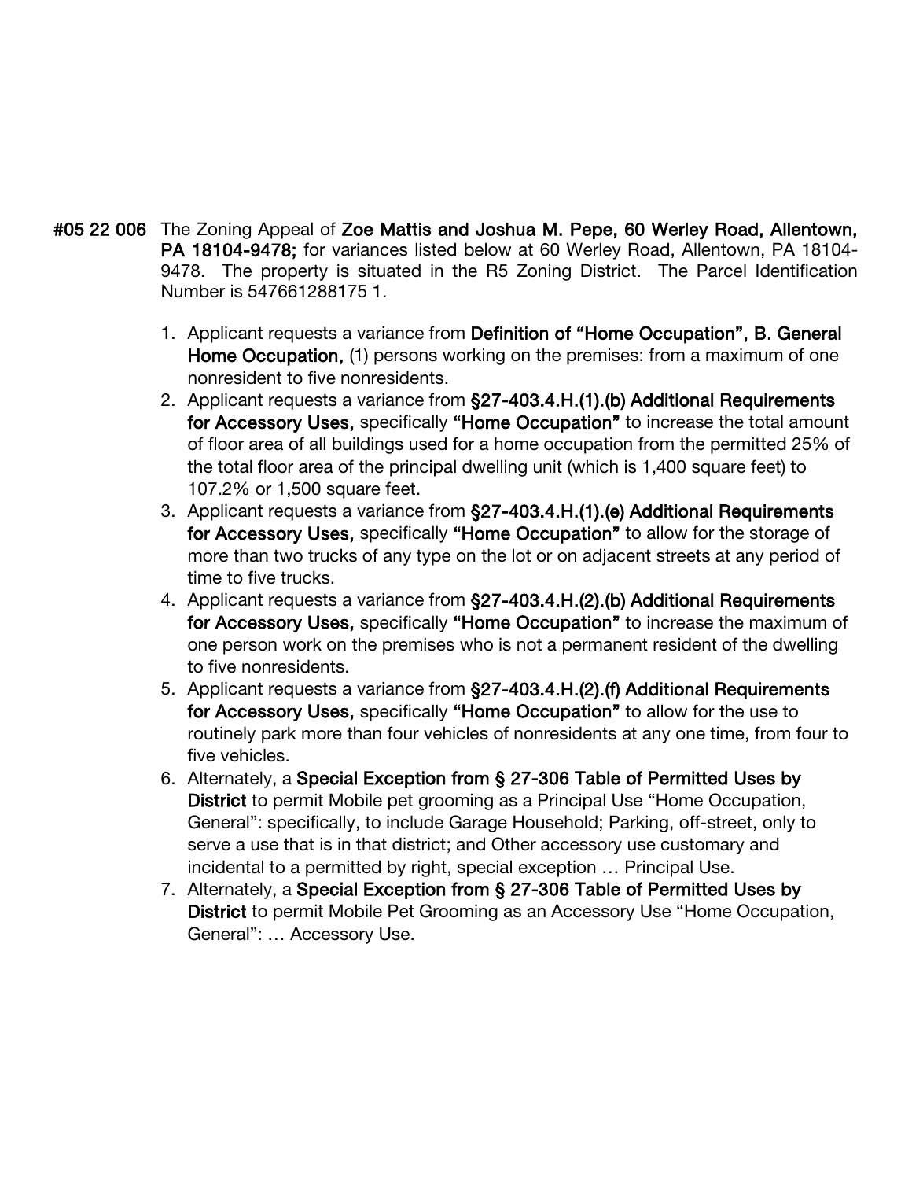**#05 22 006** The Zoning Appeal of **Zoe Mattis and Joshua M. Pepe, 60 Werley Road, Allentown, PA 18104-9478;** for variances listed below at 60 Werley Road, Allentown, PA 18104-9478. The property is situated in the R5 Zoning District. The Parcel Identification Number is 547661288175 1.

1. Applicant requests a variance from **Definition of "Home Occupation", B. General Home Occupation,** (1) persons working on the premises: from a maximum of one nonresident to five nonresidents.
2. Applicant requests a variance from **§27-403.4.H.(1).(b) Additional Requirements for Accessory Uses,** specifically **"Home Occupation"** to increase the total amount of floor area of all buildings used for a home occupation from the permitted 25% of the total floor area of the principal dwelling unit (which is 1,400 square feet) to 107.2% or 1,500 square feet.
3. Applicant requests a variance from **§27-403.4.H.(1).(e) Additional Requirements for Accessory Uses,** specifically **"Home Occupation"** to allow for the storage of more than two trucks of any type on the lot or on adjacent streets at any period of time to five trucks.
4. Applicant requests a variance from **§27-403.4.H.(2).(b) Additional Requirements for Accessory Uses,** specifically **"Home Occupation"** to increase the maximum of one person work on the premises who is not a permanent resident of the dwelling to five nonresidents.
5. Applicant requests a variance from **§27-403.4.H.(2).(f) Additional Requirements for Accessory Uses,** specifically **"Home Occupation"** to allow for the use to routinely park more than four vehicles of nonresidents at any one time, from four to five vehicles.
6. Alternately, a **Special Exception from § 27-306 Table of Permitted Uses by District** to permit Mobile pet grooming as a Principal Use "Home Occupation, General": specifically, to include Garage Household; Parking, off-street, only to serve a use that is in that district; and Other accessory use customary and incidental to a permitted by right, special exception … Principal Use.
7. Alternately, a **Special Exception from § 27-306 Table of Permitted Uses by District** to permit Mobile Pet Grooming as an Accessory Use "Home Occupation, General": … Accessory Use.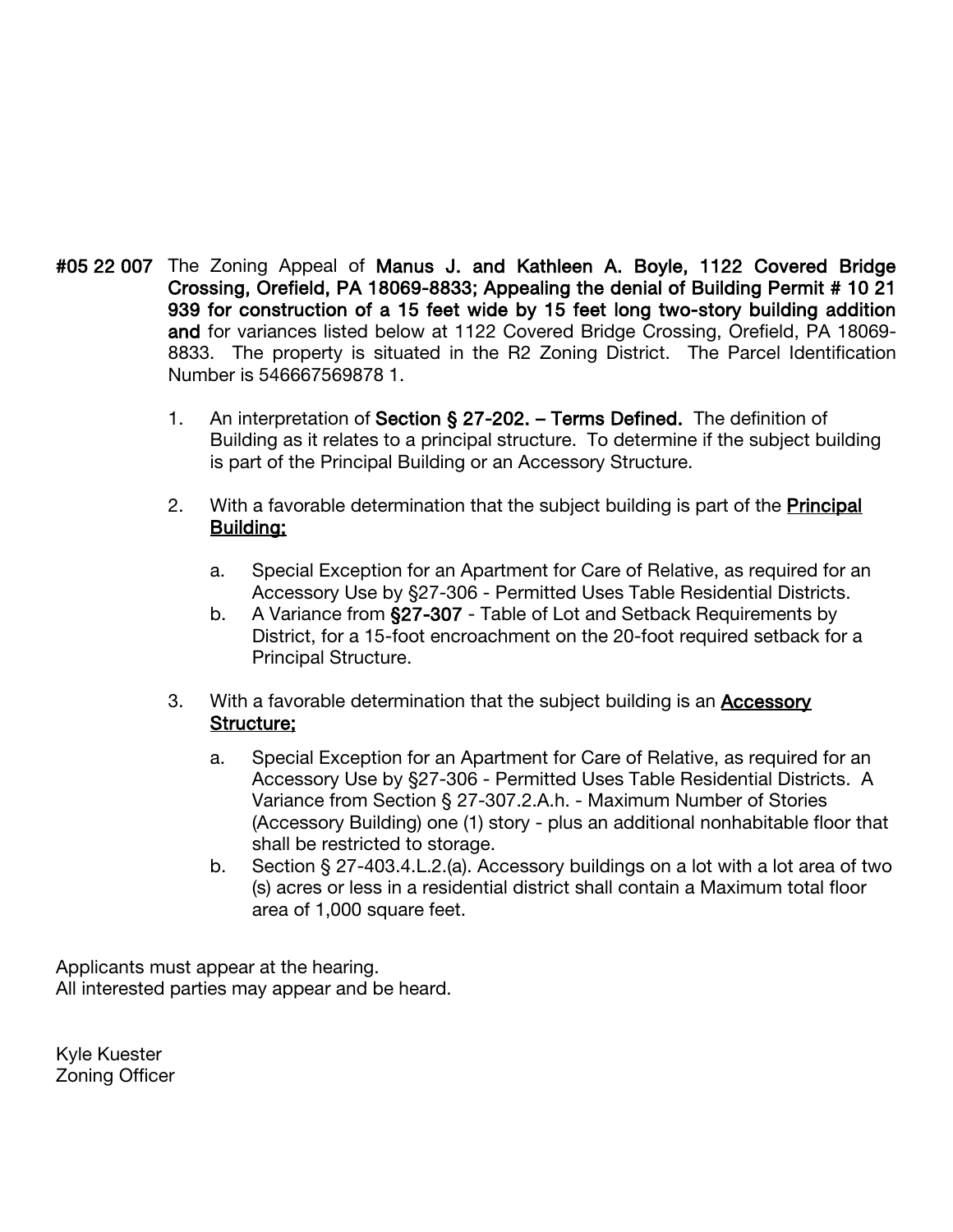**#05 22 007** The Zoning Appeal of **Manus J. and Kathleen A. Boyle, 1122 Covered Bridge Crossing, Orefield, PA 18069-8833; Appealing the denial of Building Permit # 10 21 939 for construction of a 15 feet wide by 15 feet long two-story building addition and** for variances listed below at 1122 Covered Bridge Crossing, Orefield, PA 18069-8833. The property is situated in the R2 Zoning District. The Parcel Identification Number is 546667569878 1.

1. An interpretation of **Section § 27-202. – Terms Defined.** The definition of Building as it relates to a principal structure. To determine if the subject building is part of the Principal Building or an Accessory Structure.

2. With a favorable determination that the subject building is part of the **Principal Building;**

   a. Special Exception for an Apartment for Care of Relative, as required for an Accessory Use by §27-306 - Permitted Uses Table Residential Districts.
   b. A Variance from **§27-307** - Table of Lot and Setback Requirements by District, for a 15-foot encroachment on the 20-foot required setback for a Principal Structure.

3. With a favorable determination that the subject building is an **Accessory Structure;**

   a. Special Exception for an Apartment for Care of Relative, as required for an Accessory Use by §27-306 - Permitted Uses Table Residential Districts. A Variance from Section § 27-307.2.A.h. - Maximum Number of Stories (Accessory Building) one (1) story - plus an additional nonhabitable floor that shall be restricted to storage.
   b. Section § 27-403.4.L.2.(a). Accessory buildings on a lot with a lot area of two (s) acres or less in a residential district shall contain a Maximum total floor area of 1,000 square feet.

Applicants must appear at the hearing.
All interested parties may appear and be heard.

Kyle Kuester
Zoning Officer